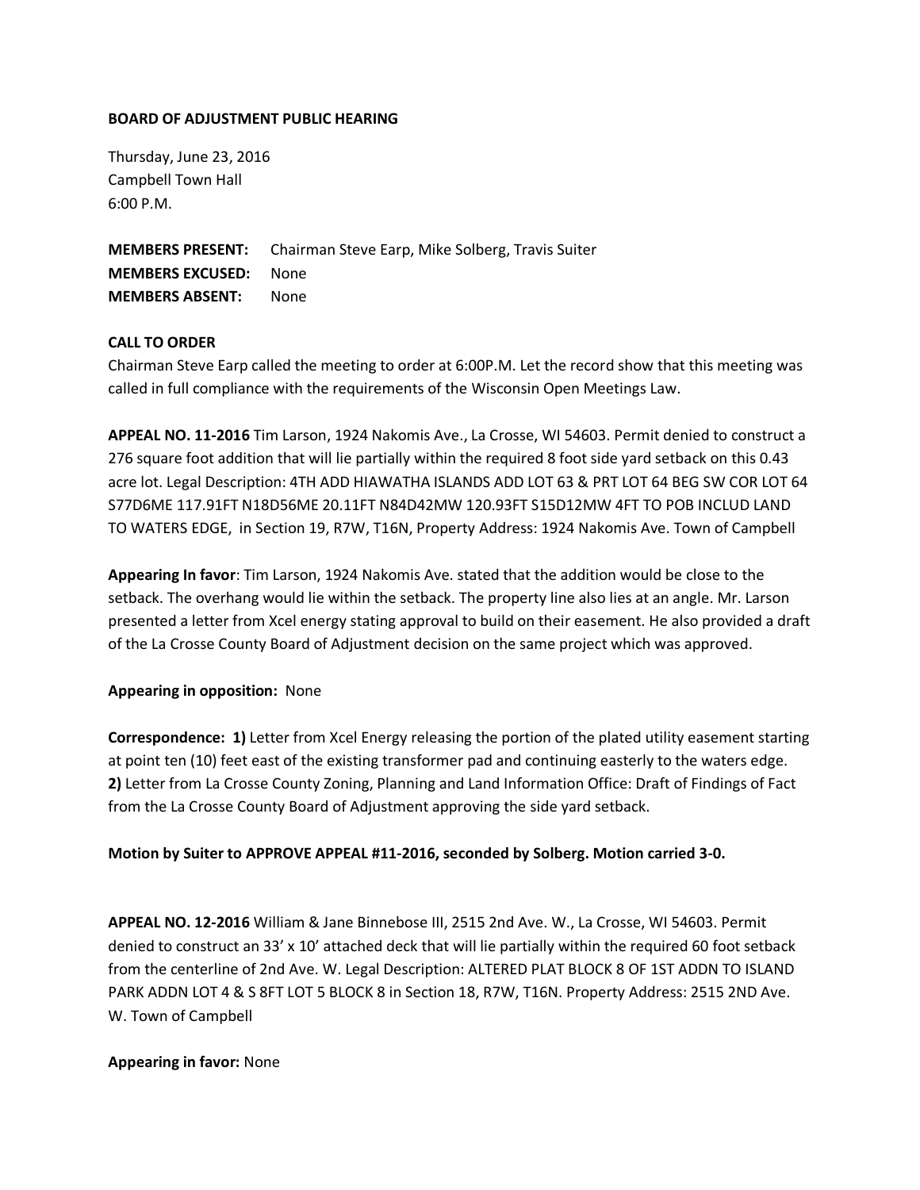**BOARD OF ADJUSTMENT PUBLIC HEARING**

Thursday, June 23, 2016
Campbell Town Hall
6:00 P.M.

**MEMBERS PRESENT:** Chairman Steve Earp, Mike Solberg, Travis Suiter
**MEMBERS EXCUSED:** None
**MEMBERS ABSENT:** None

**CALL TO ORDER**
Chairman Steve Earp called the meeting to order at 6:00P.M. Let the record show that this meeting was called in full compliance with the requirements of the Wisconsin Open Meetings Law.

**APPEAL NO. 11-2016** Tim Larson, 1924 Nakomis Ave., La Crosse, WI 54603. Permit denied to construct a 276 square foot addition that will lie partially within the required 8 foot side yard setback on this 0.43 acre lot. Legal Description: 4TH ADD HIAWATHA ISLANDS ADD LOT 63 & PRT LOT 64 BEG SW COR LOT 64 S77D6ME 117.91FT N18D56ME 20.11FT N84D42MW 120.93FT S15D12MW 4FT TO POB INCLUD LAND TO WATERS EDGE, in Section 19, R7W, T16N, Property Address: 1924 Nakomis Ave. Town of Campbell

**Appearing In favor**: Tim Larson, 1924 Nakomis Ave. stated that the addition would be close to the setback. The overhang would lie within the setback. The property line also lies at an angle. Mr. Larson presented a letter from Xcel energy stating approval to build on their easement. He also provided a draft of the La Crosse County Board of Adjustment decision on the same project which was approved.

**Appearing in opposition:** None

**Correspondence:** **1)** Letter from Xcel Energy releasing the portion of the plated utility easement starting at point ten (10) feet east of the existing transformer pad and continuing easterly to the waters edge. **2)** Letter from La Crosse County Zoning, Planning and Land Information Office: Draft of Findings of Fact from the La Crosse County Board of Adjustment approving the side yard setback.

**Motion by Suiter to APPROVE APPEAL #11-2016, seconded by Solberg. Motion carried 3-0.**

**APPEAL NO. 12-2016** William & Jane Binnebose III, 2515 2nd Ave. W., La Crosse, WI 54603. Permit denied to construct an 33' x 10' attached deck that will lie partially within the required 60 foot setback from the centerline of 2nd Ave. W. Legal Description: ALTERED PLAT BLOCK 8 OF 1ST ADDN TO ISLAND PARK ADDN LOT 4 & S 8FT LOT 5 BLOCK 8 in Section 18, R7W, T16N. Property Address: 2515 2ND Ave. W. Town of Campbell

**Appearing in favor:** None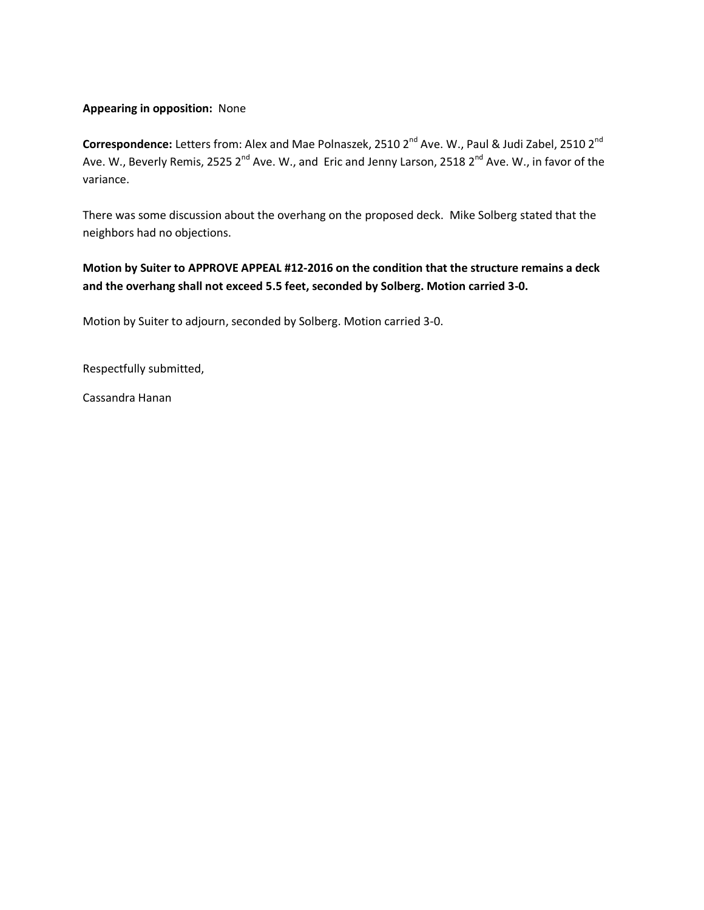**Appearing in opposition:** None

**Correspondence:** Letters from: Alex and Mae Polnaszek, 2510 2nd Ave. W., Paul & Judi Zabel, 2510 2nd Ave. W., Beverly Remis, 2525 2nd Ave. W., and Eric and Jenny Larson, 2518 2nd Ave. W., in favor of the variance.

There was some discussion about the overhang on the proposed deck. Mike Solberg stated that the neighbors had no objections.

**Motion by Suiter to APPROVE APPEAL #12-2016 on the condition that the structure remains a deck and the overhang shall not exceed 5.5 feet, seconded by Solberg. Motion carried 3-0.**

Motion by Suiter to adjourn, seconded by Solberg. Motion carried 3-0.

Respectfully submitted,

Cassandra Hanan